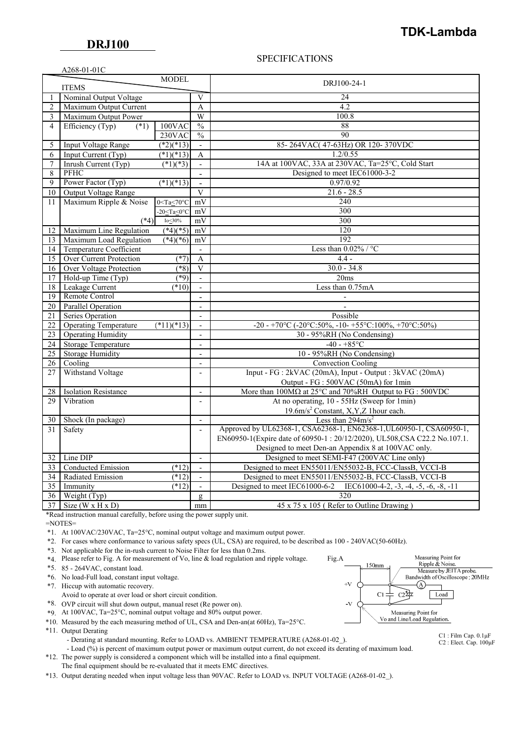# DRJ100

TDK-Lambda

## SPECIFICATIONS

A268-01-01C

| No. | ITEMS | | | MODEL DRJ100-24-1 |
|---|---|---|---|---|
| 1 | Nominal Output Voltage | | V | 24 |
| 2 | Maximum Output Current | | A | 4.2 |
| 3 | Maximum Output Power | | W | 100.8 |
| 4 | Efficiency (Typ) (*1) | 100VAC | % | 88 |
| | | 230VAC | % | 90 |
| 5 | Input Voltage Range (*2)(*13) | | - | 85- 264VAC( 47-63Hz) OR 120- 370VDC |
| 6 | Input Current (Typ) (*1)(*13) | | A | 1.2/0.55 |
| 7 | Inrush Current (Typ) (*1)(*3) | | - | 14A at 100VAC, 33A at 230VAC, Ta=25°C, Cold Start |
| 8 | PFHC | | - | Designed to meet IEC61000-3-2 |
| 9 | Power Factor (Typ) (*1)(*13) | | - | 0.97/0.92 |
| 10 | Output Voltage Range | | V | 21.6 - 28.5 |
| 11 | Maximum Ripple & Noise | 0<Ta≤70°C | mV | 240 |
| | | -20≤Ta≤0°C | mV | 300 |
| | (*4) | Io≤30% | mV | 300 |
| 12 | Maximum Line Regulation (*4)(*5) | | mV | 120 |
| 13 | Maximum Load Regulation (*4)(*6) | | mV | 192 |
| 14 | Temperature Coefficient | | - | Less than 0.02% / °C |
| 15 | Over Current Protection (*7) | | A | 4.4 - |
| 16 | Over Voltage Protection (*8) | | V | 30.0 - 34.8 |
| 17 | Hold-up Time (Typ) (*9) | | - | 20ms |
| 18 | Leakage Current (*10) | | - | Less than 0.75mA |
| 19 | Remote Control | | - | - |
| 20 | Parallel Operation | | - | - |
| 21 | Series Operation | | - | Possible |
| 22 | Operating Temperature (*11)(*13) | | - | -20 - +70°C (-20°C:50%, -10- +55°C:100%, +70°C:50%) |
| 23 | Operating Humidity | | - | 30 - 95%RH (No Condensing) |
| 24 | Storage Temperature | | - | -40 - +85°C |
| 25 | Storage Humidity | | - | 10 - 95%RH (No Condensing) |
| 26 | Cooling | | - | Convection Cooling |
| 27 | Withstand Voltage | | - | Input - FG : 2kVAC (20mA), Input - Output : 3kVAC (20mA) Output - FG : 500VAC (50mA) for 1min |
| 28 | Isolation Resistance | | - | More than 100MΩ at 25°C and 70%RH Output to FG : 500VDC |
| 29 | Vibration | | - | At no operating, 10 - 55Hz (Sweep for 1min) $19.6m/s^2$ Constant, X,Y,Z 1hour each. |
| 30 | Shock (In package) | | - | Less than $294m/s^2$ |
| 31 | Safety | | - | Approved by UL62368-1, CSA62368-1, EN62368-1,UL60950-1, CSA60950-1, EN60950-1(Expire date of 60950-1 : 20/12/2020), UL508,CSA C22.2 No.107.1. Designed to meet Den-an Appendix 8 at 100VAC only. |
| 32 | Line DIP | | - | Designed to meet SEMI-F47 (200VAC Line only) |
| 33 | Conducted Emission (*12) | | - | Designed to meet EN55011/EN55032-B, FCC-ClassB, VCCI-B |
| 34 | Radiated Emission (*12) | | - | Designed to meet EN55011/EN55032-B, FCC-ClassB, VCCI-B |
| 35 | Immunity (*12) | | - | Designed to meet IEC61000-6-2 IEC61000-4-2, -3, -4, -5, -6, -8, -11 |
| 36 | Weight (Typ) | | g | 320 |
| 37 | Size (W x H x D) | | mm | 45 x 75 x 105 ( Refer to Outline Drawing ) |

*Read instruction manual carefully, before using the power supply unit.

=NOTES=

*1. At 100VAC/230VAC, Ta=25°C, nominal output voltage and maximum output power.

*2. For cases where conformance to various safety specs (UL, CSA) are required, to be described as 100 - 240VAC(50-60Hz).

*3. Not applicable for the in-rush current to Noise Filter for less than 0.2ms.

*4. Please refer to Fig. A for measurement of Vo, line & load regulation and ripple voltage.

*5. 85 - 264VAC, constant load.

*6. No load-Full load, constant input voltage.

*7. Hiccup with automatic recovery.
Avoid to operate at over load or short circuit condition.

*8. OVP circuit will shut down output, manual reset (Re power on).

*9. At 100VAC, Ta=25°C, nominal output voltage and 80% output power.

*10. Measured by the each measuring method of UL, CSA and Den-an(at 60Hz), Ta=25°C.

*11. Output Derating
- Derating at standard mounting. Refer to LOAD vs. AMBIENT TEMPERATURE (A268-01-02_).
- Load (%) is percent of maximum output power or maximum output current, do not exceed its derating of maximum load.

*12. The power supply is considered a component which will be installed into a final equipment.
The final equipment should be re-evaluated that it meets EMC directives.

*13. Output derating needed when input voltage less than 90VAC. Refer to LOAD vs. INPUT VOLTAGE (A268-01-02_).

Fig.A

150mm, +V, -V, C1, C2, Load, (A)

Measuring Point for Ripple & Noise. Measure by JEITA probe. Bandwidth of Oscilloscope : 20MHz

Measuring Point for Vo and Line/Load Regulation.

C1 : Film Cap. 0.1μF
C2 : Elect. Cap. 100μF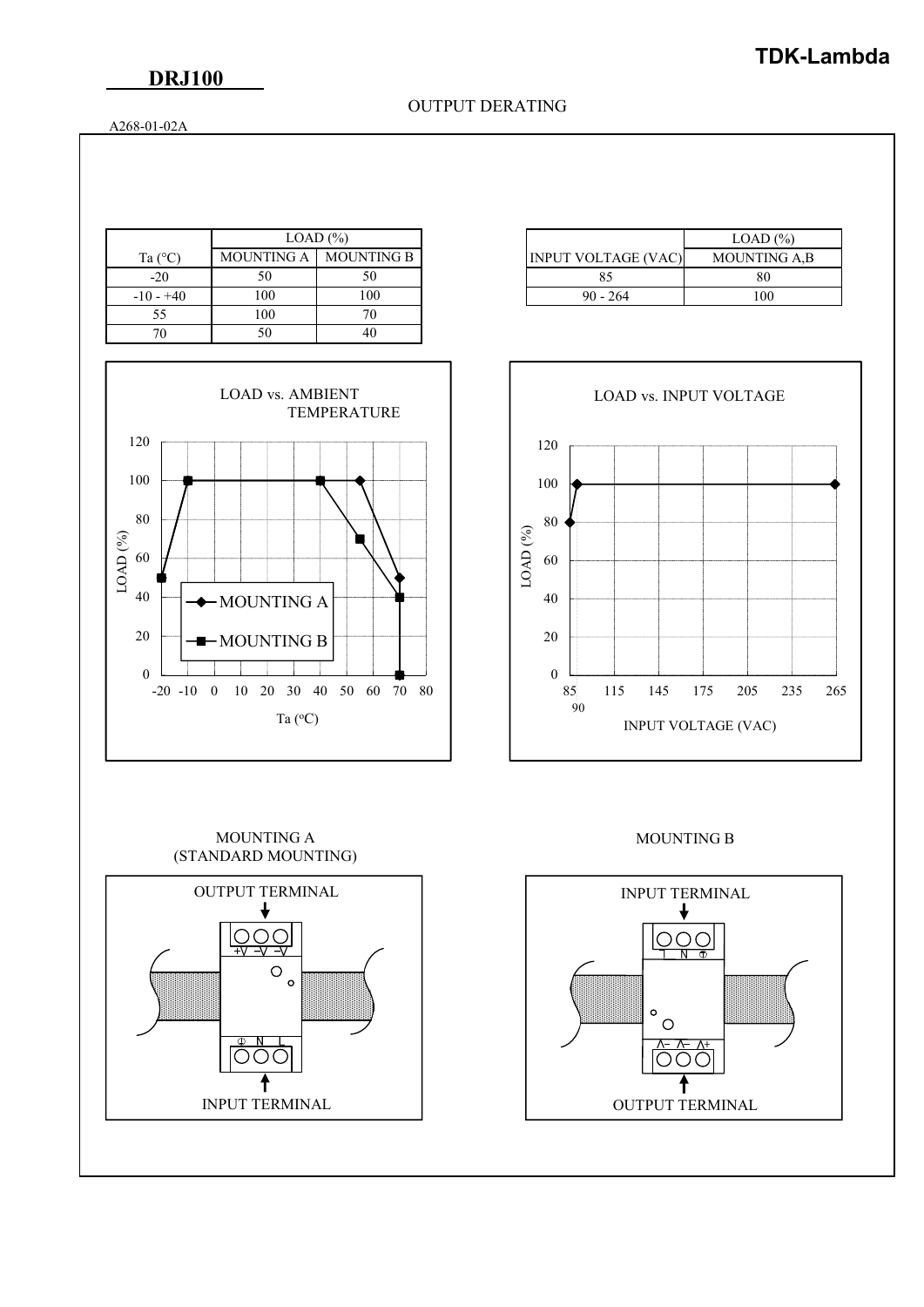# DRJ100

OUTPUT DERATING

A268-01-02A

| | LOAD (%) | |
|---|---|---|
| Ta (°C) | MOUNTING A | MOUNTING B |
| -20 | 50 | 50 |
| -10 - +40 | 100 | 100 |
| 55 | 100 | 70 |
| 70 | 50 | 40 |

| | LOAD (%) |
|---|---|
| INPUT VOLTAGE (VAC) | MOUNTING A,B |
| 85 | 80 |
| 90 - 264 | 100 |

LOAD vs. AMBIENT TEMPERATURE

LOAD (%)

120
100
80
60
40
20
0

-20 -10 0 10 20 30 40 50 60 70 80

Ta (°C)

MOUNTING A

MOUNTING B

LOAD vs. INPUT VOLTAGE

LOAD (%)

120
100
80
60
40
20
0

85 90 115 145 175 205 235 265

INPUT VOLTAGE (VAC)

MOUNTING A
(STANDARD MOUNTING)

OUTPUT TERMINAL

+V −V −V

N L

INPUT TERMINAL

MOUNTING B

INPUT TERMINAL

L N

−V −V +V

OUTPUT TERMINAL